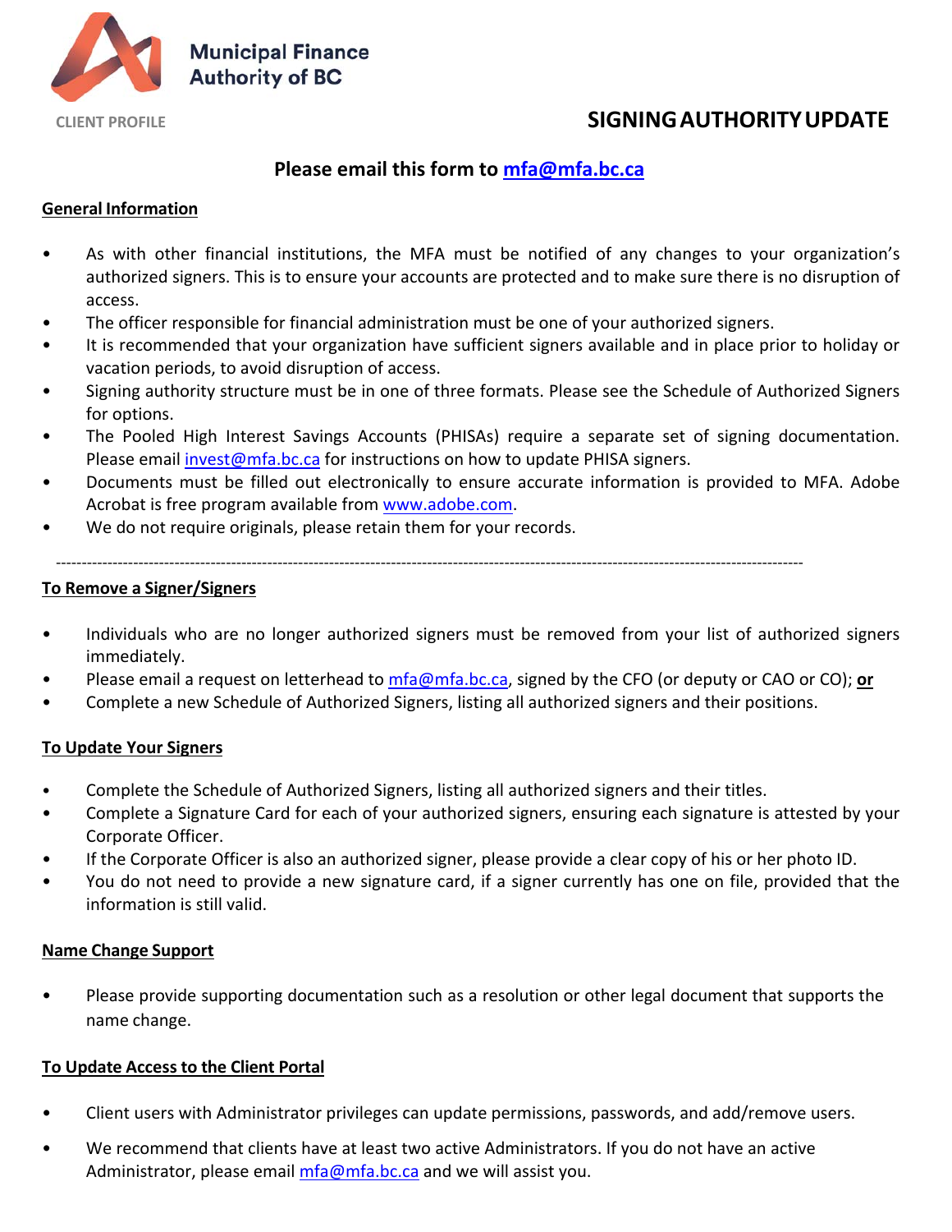Municipal Finance Authority of BC

CLIENT PROFILE

# SIGNING AUTHORITY UPDATE

**Please email this form to [mfa@mfa.bc.ca](mailto:mfa@mfa.bc.ca)**

## General Information

- As with other financial institutions, the MFA must be notified of any changes to your organization's authorized signers. This is to ensure your accounts are protected and to make sure there is no disruption of access.
- The officer responsible for financial administration must be one of your authorized signers.
- It is recommended that your organization have sufficient signers available and in place prior to holiday or vacation periods, to avoid disruption of access.
- Signing authority structure must be in one of three formats. Please see the Schedule of Authorized Signers for options.
- The Pooled High Interest Savings Accounts (PHISAs) require a separate set of signing documentation. Please email invest@mfa.bc.ca for instructions on how to update PHISA signers.
- Documents must be filled out electronically to ensure accurate information is provided to MFA. Adobe Acrobat is free program available from www.adobe.com.
- We do not require originals, please retain them for your records.

---

## To Remove a Signer/Signers

- Individuals who are no longer authorized signers must be removed from your list of authorized signers immediately.
- Please email a request on letterhead to mfa@mfa.bc.ca, signed by the CFO (or deputy or CAO or CO); **or**
- Complete a new Schedule of Authorized Signers, listing all authorized signers and their positions.

## To Update Your Signers

- Complete the Schedule of Authorized Signers, listing all authorized signers and their titles.
- Complete a Signature Card for each of your authorized signers, ensuring each signature is attested by your Corporate Officer.
- If the Corporate Officer is also an authorized signer, please provide a clear copy of his or her photo ID.
- You do not need to provide a new signature card, if a signer currently has one on file, provided that the information is still valid.

## Name Change Support

- Please provide supporting documentation such as a resolution or other legal document that supports the name change.

## To Update Access to the Client Portal

- Client users with Administrator privileges can update permissions, passwords, and add/remove users.
- We recommend that clients have at least two active Administrators. If you do not have an active Administrator, please email mfa@mfa.bc.ca and we will assist you.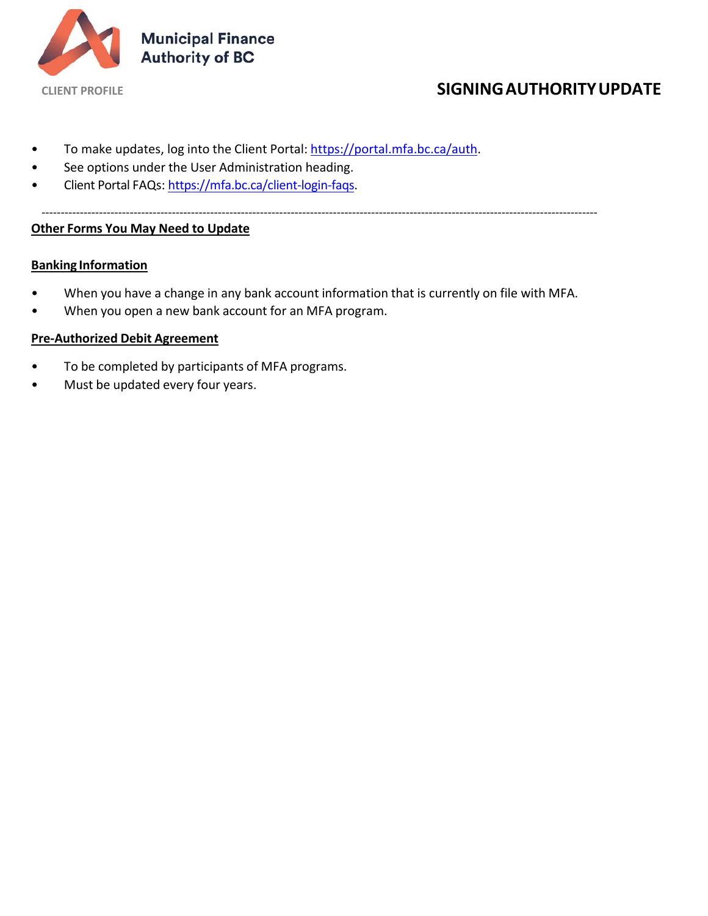Municipal Finance Authority of BC

CLIENT PROFILE

# SIGNING AUTHORITY UPDATE

- To make updates, log into the Client Portal: https://portal.mfa.bc.ca/auth.
- See options under the User Administration heading.
- Client Portal FAQs: https://mfa.bc.ca/client-login-faqs.

---

## Other Forms You May Need to Update

### Banking Information

- When you have a change in any bank account information that is currently on file with MFA.
- When you open a new bank account for an MFA program.

### Pre-Authorized Debit Agreement

- To be completed by participants of MFA programs.
- Must be updated every four years.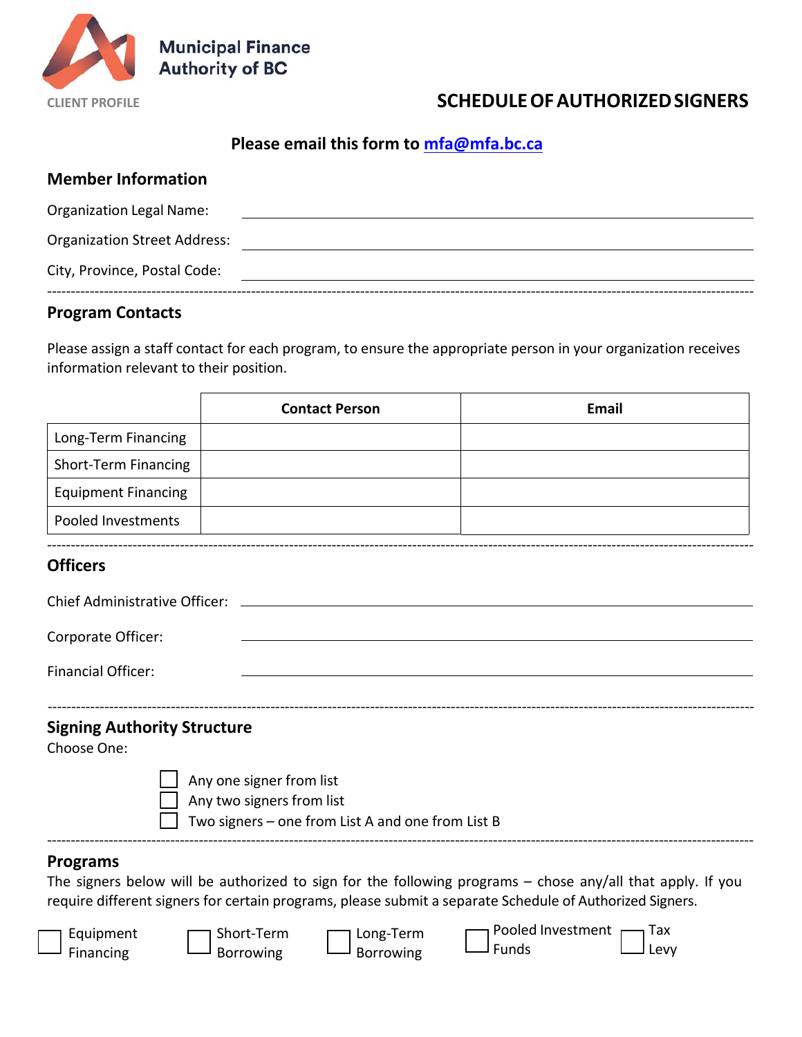**Municipal Finance Authority of BC**

CLIENT PROFILE

# SCHEDULE OF AUTHORIZED SIGNERS

**Please email this form to mfa@mfa.bc.ca**

## Member Information

Organization Legal Name: ______________________

Organization Street Address: ______________________

City, Province, Postal Code: ______________________

---

## Program Contacts

Please assign a staff contact for each program, to ensure the appropriate person in your organization receives information relevant to their position.

| | Contact Person | Email |
|---|---|---|
| Long-Term Financing | | |
| Short-Term Financing | | |
| Equipment Financing | | |
| Pooled Investments | | |

---

## Officers

Chief Administrative Officer: ______________________

Corporate Officer: ______________________

Financial Officer: ______________________

---

## Signing Authority Structure

Choose One:

- ☐ Any one signer from list
- ☐ Any two signers from list
- ☐ Two signers – one from List A and one from List B

---

## Programs

The signers below will be authorized to sign for the following programs – chose any/all that apply. If you require different signers for certain programs, please submit a separate Schedule of Authorized Signers.

☐ Equipment Financing ☐ Short-Term Borrowing ☐ Long-Term Borrowing ☐ Pooled Investment Funds ☐ Tax Levy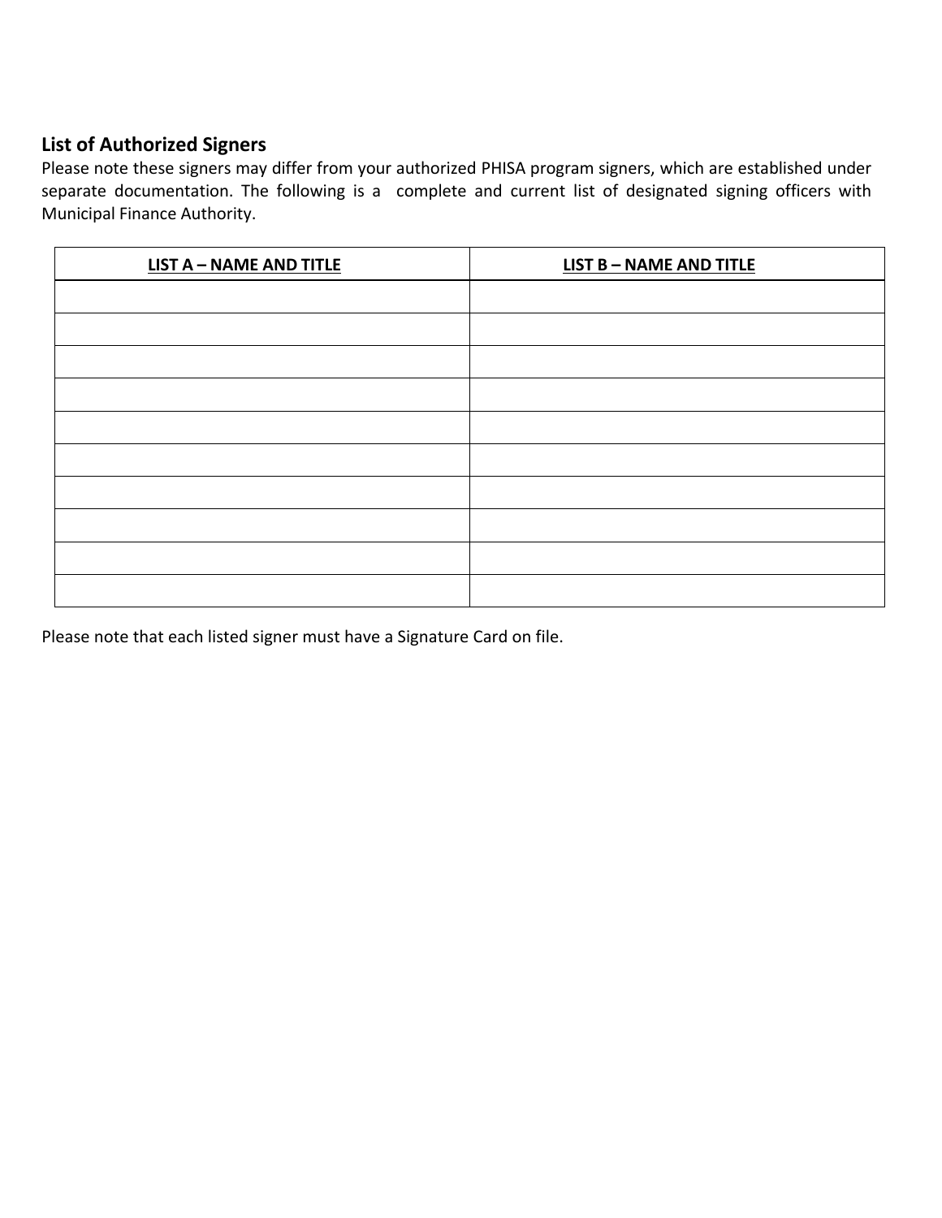## List of Authorized Signers

Please note these signers may differ from your authorized PHISA program signers, which are established under separate documentation. The following is a complete and current list of designated signing officers with Municipal Finance Authority.

| **LIST A – NAME AND TITLE** | **LIST B – NAME AND TITLE** |
| --- | --- |
| | |
| | |
| | |
| | |
| | |
| | |
| | |
| | |
| | |
| | |

Please note that each listed signer must have a Signature Card on file.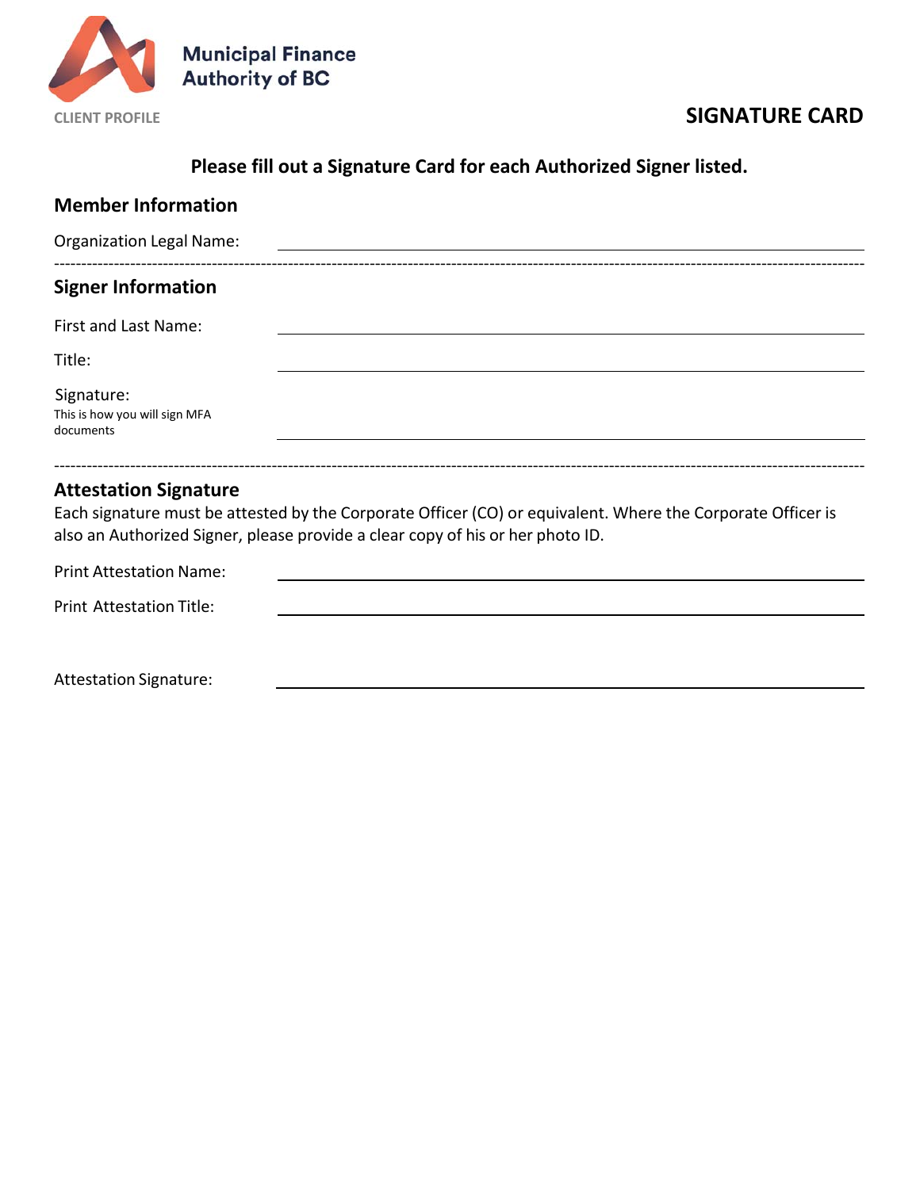Municipal Finance Authority of BC

CLIENT PROFILE

# SIGNATURE CARD

**Please fill out a Signature Card for each Authorized Signer listed.**

## Member Information

Organization Legal Name: ______________________________

---

## Signer Information

First and Last Name: ______________________________

Title: ______________________________

Signature:
This is how you will sign MFA documents
______________________________

---

## Attestation Signature

Each signature must be attested by the Corporate Officer (CO) or equivalent. Where the Corporate Officer is also an Authorized Signer, please provide a clear copy of his or her photo ID.

Print Attestation Name: ______________________________

Print Attestation Title: ______________________________

Attestation Signature: ______________________________